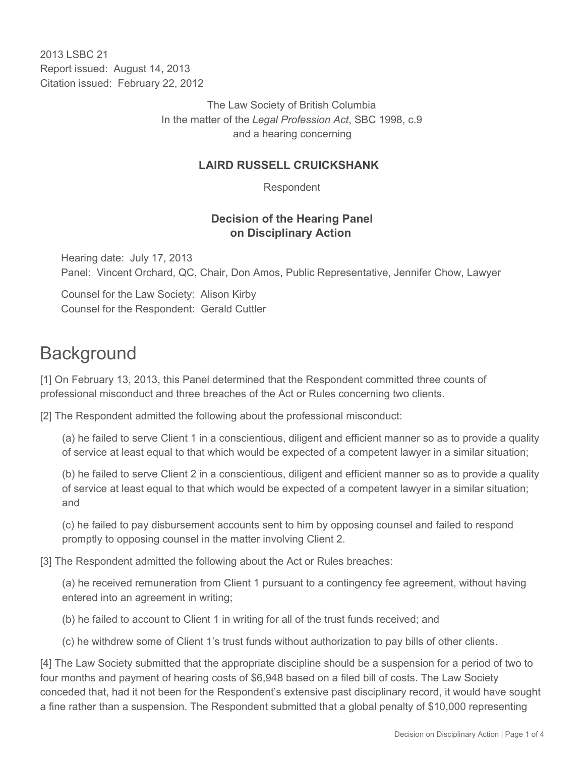2013 LSBC 21
Report issued: August 14, 2013
Citation issued: February 22, 2012

The Law Society of British Columbia
In the matter of the *Legal Profession Act*, SBC 1998, c.9
and a hearing concerning

**LAIRD RUSSELL CRUICKSHANK**

Respondent

**Decision of the Hearing Panel**
**on Disciplinary Action**

Hearing date: July 17, 2013
Panel: Vincent Orchard, QC, Chair, Don Amos, Public Representative, Jennifer Chow, Lawyer

Counsel for the Law Society: Alison Kirby
Counsel for the Respondent: Gerald Cuttler

# Background

[1] On February 13, 2013, this Panel determined that the Respondent committed three counts of professional misconduct and three breaches of the Act or Rules concerning two clients.

[2] The Respondent admitted the following about the professional misconduct:

(a) he failed to serve Client 1 in a conscientious, diligent and efficient manner so as to provide a quality of service at least equal to that which would be expected of a competent lawyer in a similar situation;

(b) he failed to serve Client 2 in a conscientious, diligent and efficient manner so as to provide a quality of service at least equal to that which would be expected of a competent lawyer in a similar situation; and

(c) he failed to pay disbursement accounts sent to him by opposing counsel and failed to respond promptly to opposing counsel in the matter involving Client 2.

[3] The Respondent admitted the following about the Act or Rules breaches:

(a) he received remuneration from Client 1 pursuant to a contingency fee agreement, without having entered into an agreement in writing;

(b) he failed to account to Client 1 in writing for all of the trust funds received; and

(c) he withdrew some of Client 1's trust funds without authorization to pay bills of other clients.

[4] The Law Society submitted that the appropriate discipline should be a suspension for a period of two to four months and payment of hearing costs of $6,948 based on a filed bill of costs. The Law Society conceded that, had it not been for the Respondent's extensive past disciplinary record, it would have sought a fine rather than a suspension. The Respondent submitted that a global penalty of $10,000 representing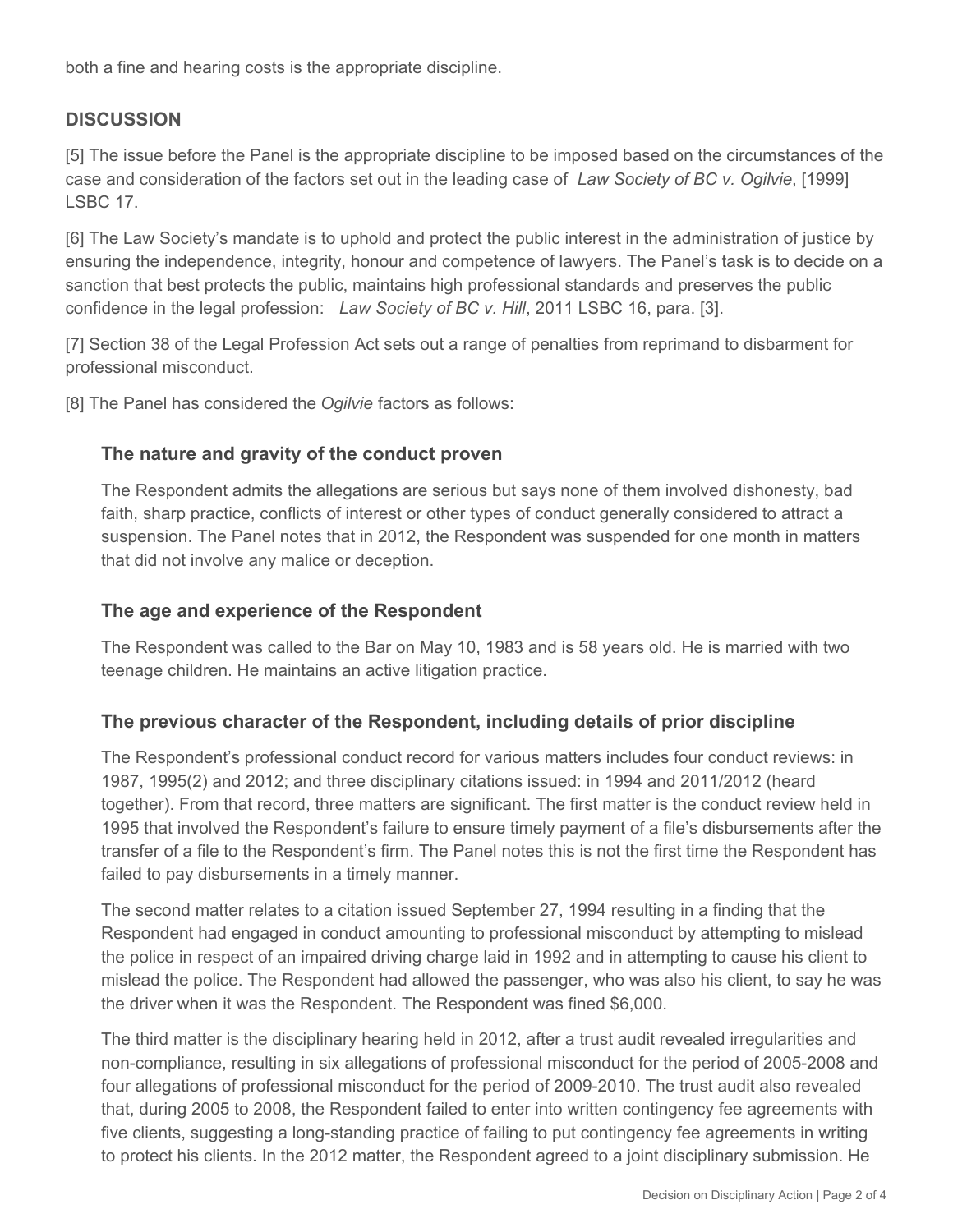both a fine and hearing costs is the appropriate discipline.

## DISCUSSION

[5] The issue before the Panel is the appropriate discipline to be imposed based on the circumstances of the case and consideration of the factors set out in the leading case of *Law Society of BC v. Ogilvie*, [1999] LSBC 17.

[6] The Law Society's mandate is to uphold and protect the public interest in the administration of justice by ensuring the independence, integrity, honour and competence of lawyers. The Panel's task is to decide on a sanction that best protects the public, maintains high professional standards and preserves the public confidence in the legal profession: *Law Society of BC v. Hill*, 2011 LSBC 16, para. [3].

[7] Section 38 of the Legal Profession Act sets out a range of penalties from reprimand to disbarment for professional misconduct.

[8] The Panel has considered the *Ogilvie* factors as follows:

### The nature and gravity of the conduct proven

The Respondent admits the allegations are serious but says none of them involved dishonesty, bad faith, sharp practice, conflicts of interest or other types of conduct generally considered to attract a suspension. The Panel notes that in 2012, the Respondent was suspended for one month in matters that did not involve any malice or deception.

### The age and experience of the Respondent

The Respondent was called to the Bar on May 10, 1983 and is 58 years old. He is married with two teenage children. He maintains an active litigation practice.

### The previous character of the Respondent, including details of prior discipline

The Respondent's professional conduct record for various matters includes four conduct reviews: in 1987, 1995(2) and 2012; and three disciplinary citations issued: in 1994 and 2011/2012 (heard together). From that record, three matters are significant. The first matter is the conduct review held in 1995 that involved the Respondent's failure to ensure timely payment of a file's disbursements after the transfer of a file to the Respondent's firm. The Panel notes this is not the first time the Respondent has failed to pay disbursements in a timely manner.

The second matter relates to a citation issued September 27, 1994 resulting in a finding that the Respondent had engaged in conduct amounting to professional misconduct by attempting to mislead the police in respect of an impaired driving charge laid in 1992 and in attempting to cause his client to mislead the police. The Respondent had allowed the passenger, who was also his client, to say he was the driver when it was the Respondent. The Respondent was fined $6,000.

The third matter is the disciplinary hearing held in 2012, after a trust audit revealed irregularities and non-compliance, resulting in six allegations of professional misconduct for the period of 2005-2008 and four allegations of professional misconduct for the period of 2009-2010. The trust audit also revealed that, during 2005 to 2008, the Respondent failed to enter into written contingency fee agreements with five clients, suggesting a long-standing practice of failing to put contingency fee agreements in writing to protect his clients. In the 2012 matter, the Respondent agreed to a joint disciplinary submission. He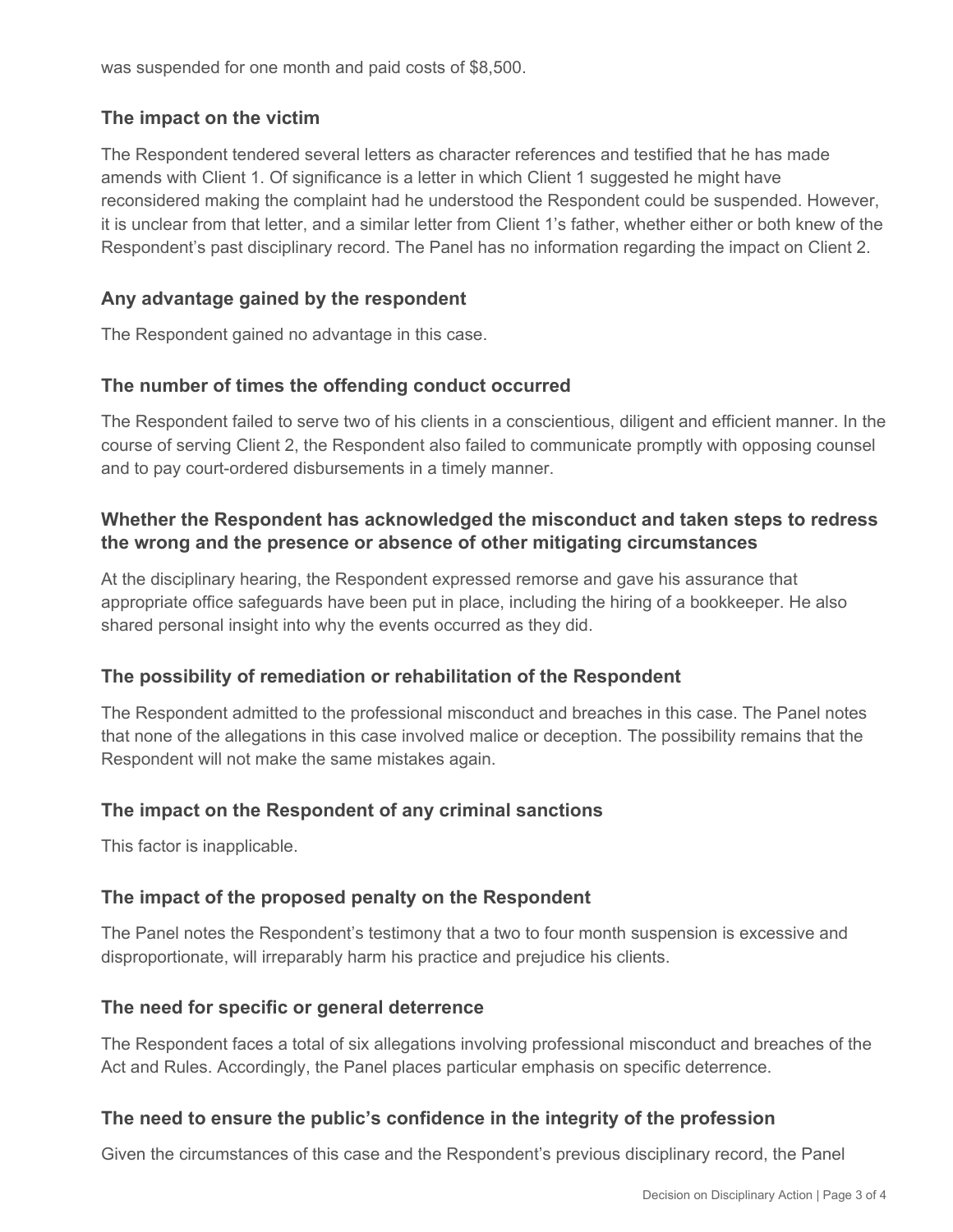was suspended for one month and paid costs of $8,500.

## The impact on the victim

The Respondent tendered several letters as character references and testified that he has made amends with Client 1. Of significance is a letter in which Client 1 suggested he might have reconsidered making the complaint had he understood the Respondent could be suspended. However, it is unclear from that letter, and a similar letter from Client 1's father, whether either or both knew of the Respondent's past disciplinary record. The Panel has no information regarding the impact on Client 2.

## Any advantage gained by the respondent

The Respondent gained no advantage in this case.

## The number of times the offending conduct occurred

The Respondent failed to serve two of his clients in a conscientious, diligent and efficient manner. In the course of serving Client 2, the Respondent also failed to communicate promptly with opposing counsel and to pay court-ordered disbursements in a timely manner.

## Whether the Respondent has acknowledged the misconduct and taken steps to redress the wrong and the presence or absence of other mitigating circumstances

At the disciplinary hearing, the Respondent expressed remorse and gave his assurance that appropriate office safeguards have been put in place, including the hiring of a bookkeeper. He also shared personal insight into why the events occurred as they did.

## The possibility of remediation or rehabilitation of the Respondent

The Respondent admitted to the professional misconduct and breaches in this case. The Panel notes that none of the allegations in this case involved malice or deception. The possibility remains that the Respondent will not make the same mistakes again.

## The impact on the Respondent of any criminal sanctions

This factor is inapplicable.

## The impact of the proposed penalty on the Respondent

The Panel notes the Respondent's testimony that a two to four month suspension is excessive and disproportionate, will irreparably harm his practice and prejudice his clients.

## The need for specific or general deterrence

The Respondent faces a total of six allegations involving professional misconduct and breaches of the Act and Rules. Accordingly, the Panel places particular emphasis on specific deterrence.

## The need to ensure the public's confidence in the integrity of the profession

Given the circumstances of this case and the Respondent's previous disciplinary record, the Panel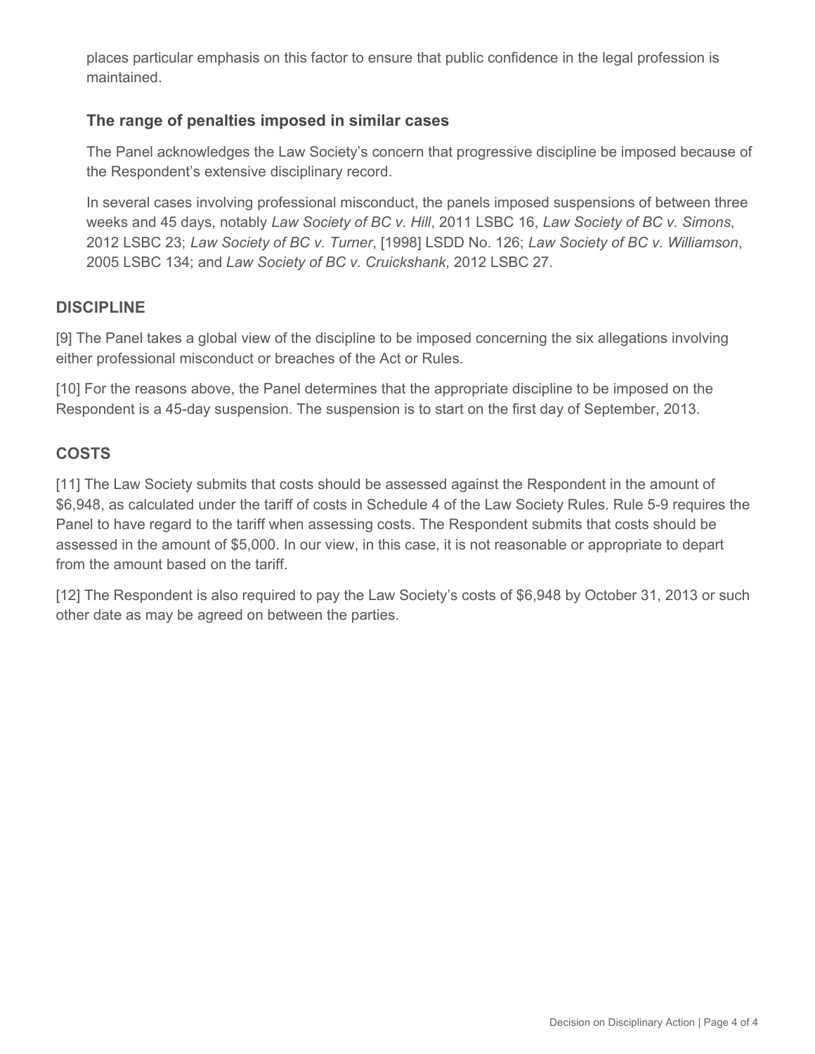places particular emphasis on this factor to ensure that public confidence in the legal profession is maintained.

### The range of penalties imposed in similar cases

The Panel acknowledges the Law Society's concern that progressive discipline be imposed because of the Respondent's extensive disciplinary record.

In several cases involving professional misconduct, the panels imposed suspensions of between three weeks and 45 days, notably *Law Society of BC v. Hill*, 2011 LSBC 16, *Law Society of BC v. Simons*, 2012 LSBC 23; *Law Society of BC v. Turner*, [1998] LSDD No. 126; *Law Society of BC v. Williamson*, 2005 LSBC 134; and *Law Society of BC v. Cruickshank*, 2012 LSBC 27.

## DISCIPLINE

[9] The Panel takes a global view of the discipline to be imposed concerning the six allegations involving either professional misconduct or breaches of the Act or Rules.

[10] For the reasons above, the Panel determines that the appropriate discipline to be imposed on the Respondent is a 45-day suspension. The suspension is to start on the first day of September, 2013.

## COSTS

[11] The Law Society submits that costs should be assessed against the Respondent in the amount of $6,948, as calculated under the tariff of costs in Schedule 4 of the Law Society Rules. Rule 5-9 requires the Panel to have regard to the tariff when assessing costs. The Respondent submits that costs should be assessed in the amount of $5,000. In our view, in this case, it is not reasonable or appropriate to depart from the amount based on the tariff.

[12] The Respondent is also required to pay the Law Society's costs of $6,948 by October 31, 2013 or such other date as may be agreed on between the parties.